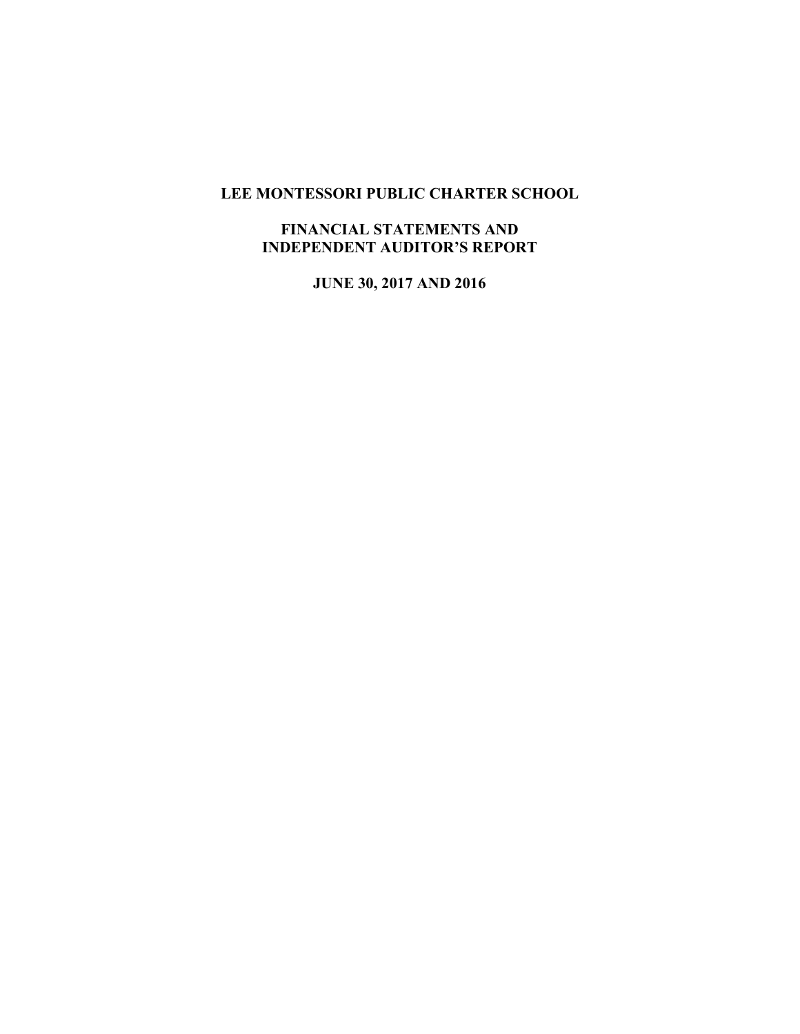# LEE MONTESSORI PUBLIC CHARTER SCHOOL

## FINANCIAL STATEMENTS AND INDEPENDENT AUDITOR'S REPORT

## JUNE 30, 2017 AND 2016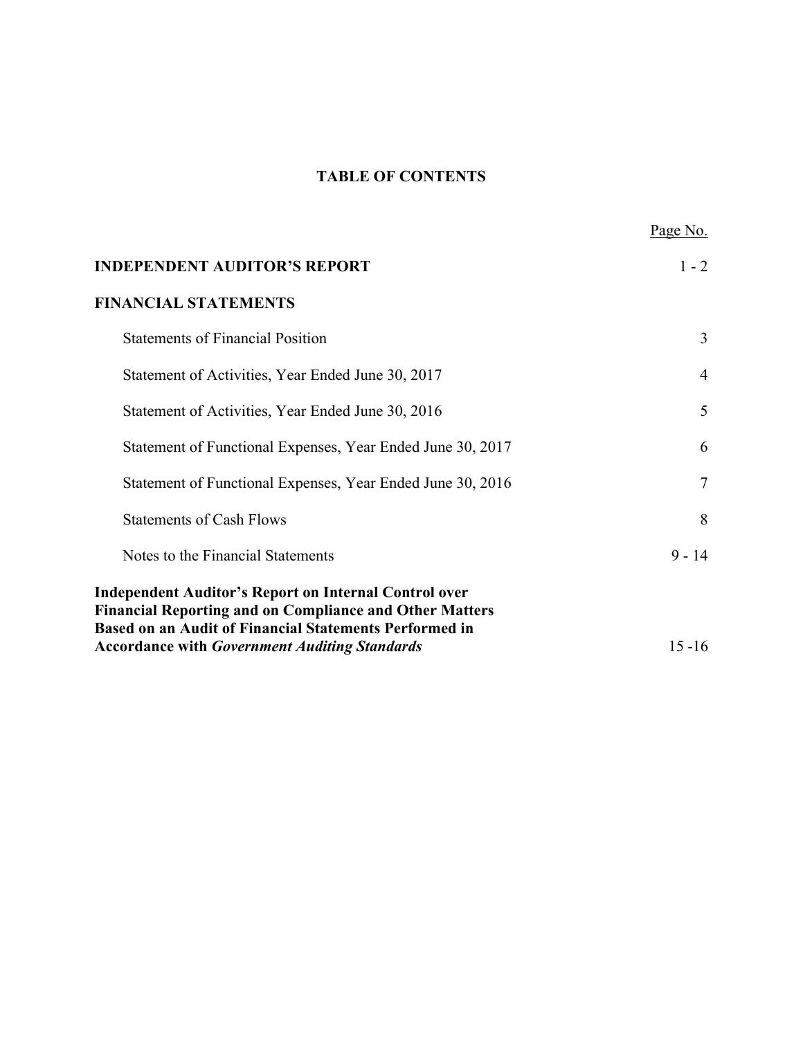# TABLE OF CONTENTS

| | Page No. |
|---|---|
| **INDEPENDENT AUDITOR'S REPORT** | 1 - 2 |
| **FINANCIAL STATEMENTS** | |
| Statements of Financial Position | 3 |
| Statement of Activities, Year Ended June 30, 2017 | 4 |
| Statement of Activities, Year Ended June 30, 2016 | 5 |
| Statement of Functional Expenses, Year Ended June 30, 2017 | 6 |
| Statement of Functional Expenses, Year Ended June 30, 2016 | 7 |
| Statements of Cash Flows | 8 |
| Notes to the Financial Statements | 9 - 14 |
| **Independent Auditor's Report on Internal Control over Financial Reporting and on Compliance and Other Matters Based on an Audit of Financial Statements Performed in Accordance with *Government Auditing Standards*** | 15 -16 |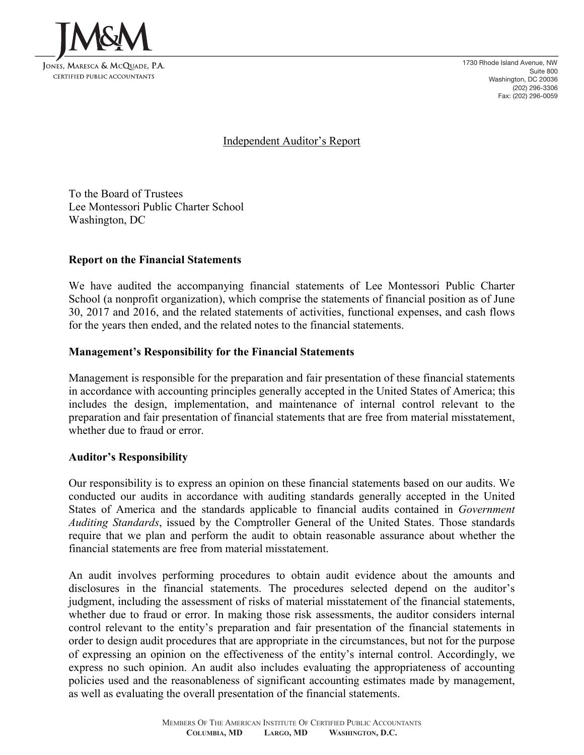JM&M

Jones, Maresca & McQuade, P.A.
Certified Public Accountants

1730 Rhode Island Avenue, NW
Suite 800
Washington, DC 20036
(202) 296-3306
Fax: (202) 296-0059

## Independent Auditor's Report

To the Board of Trustees
Lee Montessori Public Charter School
Washington, DC

### Report on the Financial Statements

We have audited the accompanying financial statements of Lee Montessori Public Charter School (a nonprofit organization), which comprise the statements of financial position as of June 30, 2017 and 2016, and the related statements of activities, functional expenses, and cash flows for the years then ended, and the related notes to the financial statements.

### Management's Responsibility for the Financial Statements

Management is responsible for the preparation and fair presentation of these financial statements in accordance with accounting principles generally accepted in the United States of America; this includes the design, implementation, and maintenance of internal control relevant to the preparation and fair presentation of financial statements that are free from material misstatement, whether due to fraud or error.

### Auditor's Responsibility

Our responsibility is to express an opinion on these financial statements based on our audits. We conducted our audits in accordance with auditing standards generally accepted in the United States of America and the standards applicable to financial audits contained in *Government Auditing Standards*, issued by the Comptroller General of the United States. Those standards require that we plan and perform the audit to obtain reasonable assurance about whether the financial statements are free from material misstatement.

An audit involves performing procedures to obtain audit evidence about the amounts and disclosures in the financial statements. The procedures selected depend on the auditor's judgment, including the assessment of risks of material misstatement of the financial statements, whether due to fraud or error. In making those risk assessments, the auditor considers internal control relevant to the entity's preparation and fair presentation of the financial statements in order to design audit procedures that are appropriate in the circumstances, but not for the purpose of expressing an opinion on the effectiveness of the entity's internal control. Accordingly, we express no such opinion. An audit also includes evaluating the appropriateness of accounting policies used and the reasonableness of significant accounting estimates made by management, as well as evaluating the overall presentation of the financial statements.

Members Of The American Institute Of Certified Public Accountants
Columbia, MD Largo, MD Washington, D.C.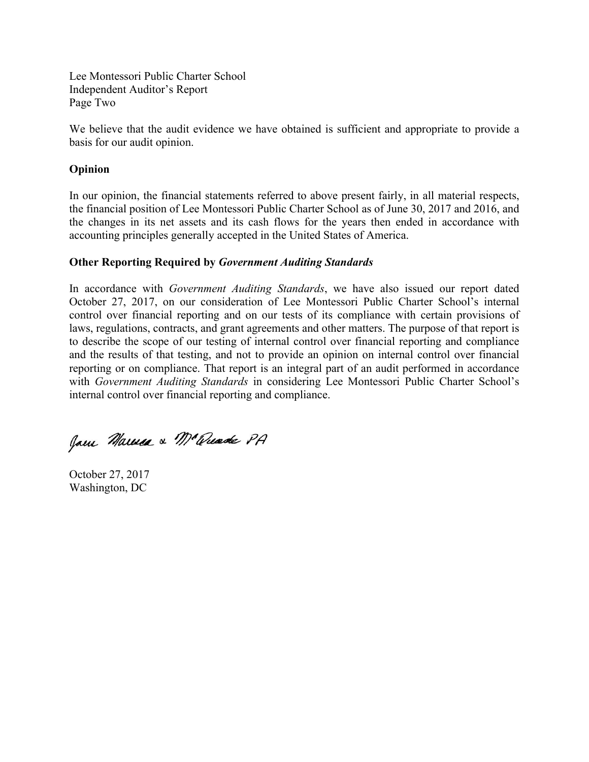Lee Montessori Public Charter School
Independent Auditor's Report
Page Two

We believe that the audit evidence we have obtained is sufficient and appropriate to provide a basis for our audit opinion.

**Opinion**

In our opinion, the financial statements referred to above present fairly, in all material respects, the financial position of Lee Montessori Public Charter School as of June 30, 2017 and 2016, and the changes in its net assets and its cash flows for the years then ended in accordance with accounting principles generally accepted in the United States of America.

**Other Reporting Required by *Government Auditing Standards***

In accordance with *Government Auditing Standards*, we have also issued our report dated October 27, 2017, on our consideration of Lee Montessori Public Charter School's internal control over financial reporting and on our tests of its compliance with certain provisions of laws, regulations, contracts, and grant agreements and other matters. The purpose of that report is to describe the scope of our testing of internal control over financial reporting and compliance and the results of that testing, and not to provide an opinion on internal control over financial reporting or on compliance. That report is an integral part of an audit performed in accordance with *Government Auditing Standards* in considering Lee Montessori Public Charter School's internal control over financial reporting and compliance.

Jones Marnea & McQuade PA

October 27, 2017
Washington, DC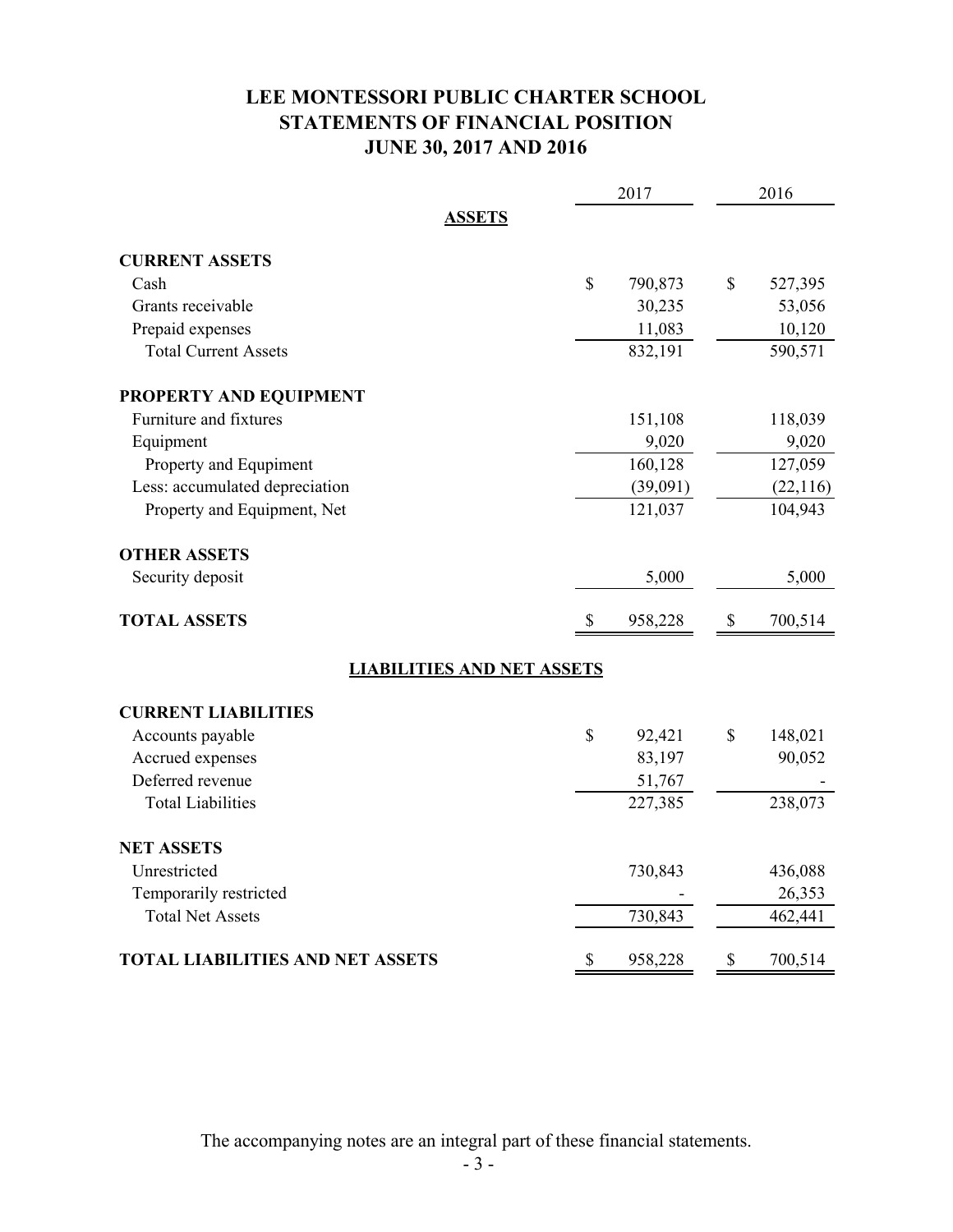# LEE MONTESSORI PUBLIC CHARTER SCHOOL
## STATEMENTS OF FINANCIAL POSITION
## JUNE 30, 2017 AND 2016

| | 2017 | 2016 |
|---|---|---|
| **ASSETS** | | |
| **CURRENT ASSETS** | | |
| Cash | $ 790,873 | $ 527,395 |
| Grants receivable | 30,235 | 53,056 |
| Prepaid expenses | 11,083 | 10,120 |
| Total Current Assets | 832,191 | 590,571 |
| **PROPERTY AND EQUIPMENT** | | |
| Furniture and fixtures | 151,108 | 118,039 |
| Equipment | 9,020 | 9,020 |
| Property and Equpiment | 160,128 | 127,059 |
| Less: accumulated depreciation | (39,091) | (22,116) |
| Property and Equipment, Net | 121,037 | 104,943 |
| **OTHER ASSETS** | | |
| Security deposit | 5,000 | 5,000 |
| **TOTAL ASSETS** | $ 958,228 | $ 700,514 |
| **LIABILITIES AND NET ASSETS** | | |
| **CURRENT LIABILITIES** | | |
| Accounts payable | $ 92,421 | $ 148,021 |
| Accrued expenses | 83,197 | 90,052 |
| Deferred revenue | 51,767 | - |
| Total Liabilities | 227,385 | 238,073 |
| **NET ASSETS** | | |
| Unrestricted | 730,843 | 436,088 |
| Temporarily restricted | - | 26,353 |
| Total Net Assets | 730,843 | 462,441 |
| **TOTAL LIABILITIES AND NET ASSETS** | $ 958,228 | $ 700,514 |

The accompanying notes are an integral part of these financial statements.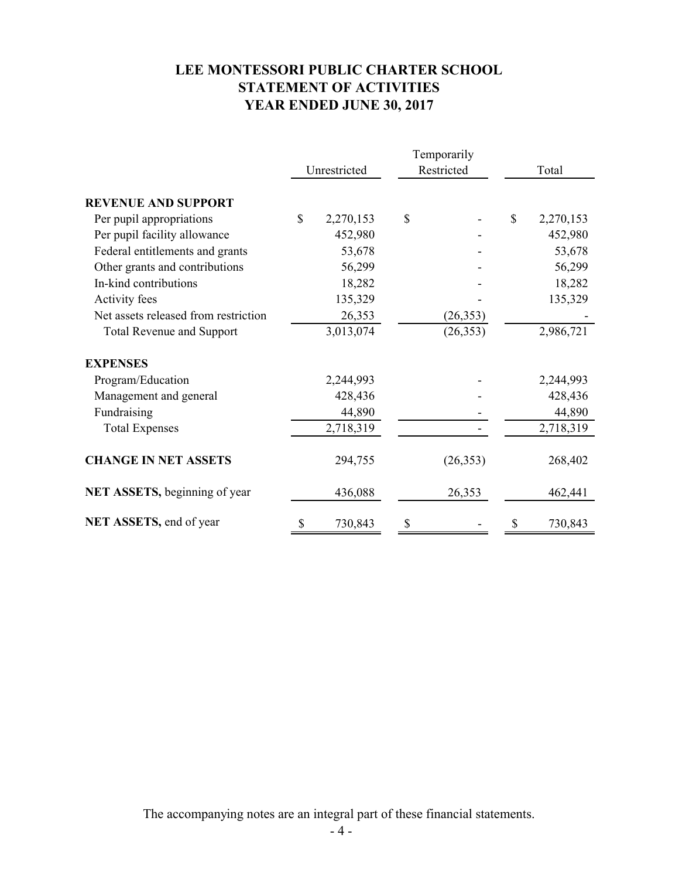# LEE MONTESSORI PUBLIC CHARTER SCHOOL
## STATEMENT OF ACTIVITIES
## YEAR ENDED JUNE 30, 2017

| | Unrestricted | Temporarily Restricted | Total |
|---|---|---|---|
| **REVENUE AND SUPPORT** | | | |
| Per pupil appropriations | $ 2,270,153 | $ - | $ 2,270,153 |
| Per pupil facility allowance | 452,980 | - | 452,980 |
| Federal entitlements and grants | 53,678 | - | 53,678 |
| Other grants and contributions | 56,299 | - | 56,299 |
| In-kind contributions | 18,282 | - | 18,282 |
| Activity fees | 135,329 | - | 135,329 |
| Net assets released from restriction | 26,353 | (26,353) | - |
| Total Revenue and Support | 3,013,074 | (26,353) | 2,986,721 |
| **EXPENSES** | | | |
| Program/Education | 2,244,993 | - | 2,244,993 |
| Management and general | 428,436 | - | 428,436 |
| Fundraising | 44,890 | - | 44,890 |
| Total Expenses | 2,718,319 | - | 2,718,319 |
| **CHANGE IN NET ASSETS** | 294,755 | (26,353) | 268,402 |
| **NET ASSETS,** beginning of year | 436,088 | 26,353 | 462,441 |
| **NET ASSETS,** end of year | $ 730,843 | $ - | $ 730,843 |

The accompanying notes are an integral part of these financial statements.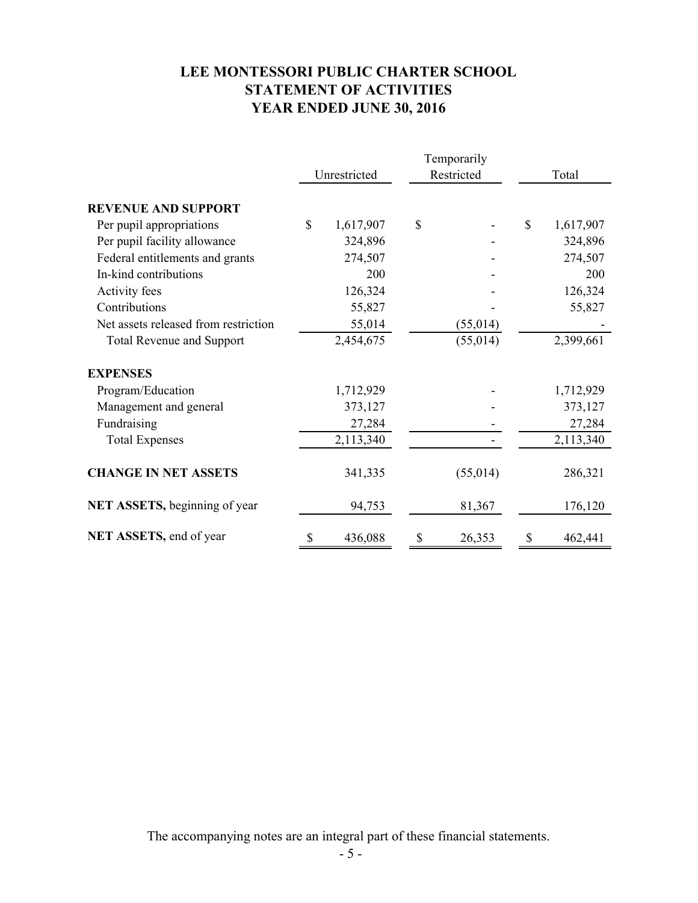# LEE MONTESSORI PUBLIC CHARTER SCHOOL
## STATEMENT OF ACTIVITIES
## YEAR ENDED JUNE 30, 2016

| | Unrestricted | Temporarily Restricted | Total |
|---|---|---|---|
| **REVENUE AND SUPPORT** | | | |
| Per pupil appropriations | $ 1,617,907 | $ - | $ 1,617,907 |
| Per pupil facility allowance | 324,896 | - | 324,896 |
| Federal entitlements and grants | 274,507 | - | 274,507 |
| In-kind contributions | 200 | - | 200 |
| Activity fees | 126,324 | - | 126,324 |
| Contributions | 55,827 | - | 55,827 |
| Net assets released from restriction | 55,014 | (55,014) | - |
| Total Revenue and Support | 2,454,675 | (55,014) | 2,399,661 |
| **EXPENSES** | | | |
| Program/Education | 1,712,929 | - | 1,712,929 |
| Management and general | 373,127 | - | 373,127 |
| Fundraising | 27,284 | - | 27,284 |
| Total Expenses | 2,113,340 | - | 2,113,340 |
| **CHANGE IN NET ASSETS** | 341,335 | (55,014) | 286,321 |
| **NET ASSETS,** beginning of year | 94,753 | 81,367 | 176,120 |
| **NET ASSETS,** end of year | $ 436,088 | $ 26,353 | $ 462,441 |

The accompanying notes are an integral part of these financial statements.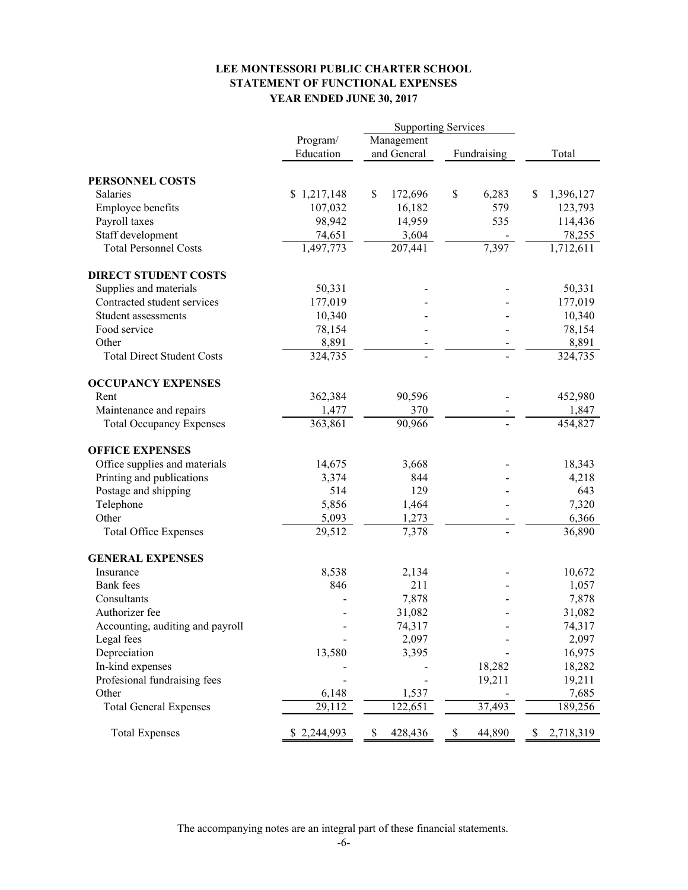# LEE MONTESSORI PUBLIC CHARTER SCHOOL
## STATEMENT OF FUNCTIONAL EXPENSES
### YEAR ENDED JUNE 30, 2017

| | Program/ Education | Supporting Services | | Total |
|---|---|---|---|---|
| | | Management and General | Fundraising | |
| **PERSONNEL COSTS** | | | | |
| Salaries | $ 1,217,148 | $ 172,696 | $ 6,283 | $ 1,396,127 |
| Employee benefits | 107,032 | 16,182 | 579 | 123,793 |
| Payroll taxes | 98,942 | 14,959 | 535 | 114,436 |
| Staff development | 74,651 | 3,604 | - | 78,255 |
| Total Personnel Costs | 1,497,773 | 207,441 | 7,397 | 1,712,611 |
| **DIRECT STUDENT COSTS** | | | | |
| Supplies and materials | 50,331 | - | - | 50,331 |
| Contracted student services | 177,019 | - | - | 177,019 |
| Student assessments | 10,340 | - | - | 10,340 |
| Food service | 78,154 | - | - | 78,154 |
| Other | 8,891 | - | - | 8,891 |
| Total Direct Student Costs | 324,735 | - | - | 324,735 |
| **OCCUPANCY EXPENSES** | | | | |
| Rent | 362,384 | 90,596 | - | 452,980 |
| Maintenance and repairs | 1,477 | 370 | - | 1,847 |
| Total Occupancy Expenses | 363,861 | 90,966 | - | 454,827 |
| **OFFICE EXPENSES** | | | | |
| Office supplies and materials | 14,675 | 3,668 | - | 18,343 |
| Printing and publications | 3,374 | 844 | - | 4,218 |
| Postage and shipping | 514 | 129 | - | 643 |
| Telephone | 5,856 | 1,464 | - | 7,320 |
| Other | 5,093 | 1,273 | - | 6,366 |
| Total Office Expenses | 29,512 | 7,378 | - | 36,890 |
| **GENERAL EXPENSES** | | | | |
| Insurance | 8,538 | 2,134 | - | 10,672 |
| Bank fees | 846 | 211 | - | 1,057 |
| Consultants | - | 7,878 | - | 7,878 |
| Authorizer fee | - | 31,082 | - | 31,082 |
| Accounting, auditing and payroll | - | 74,317 | - | 74,317 |
| Legal fees | - | 2,097 | - | 2,097 |
| Depreciation | 13,580 | 3,395 | - | 16,975 |
| In-kind expenses | - | - | 18,282 | 18,282 |
| Profesional fundraising fees | - | - | 19,211 | 19,211 |
| Other | 6,148 | 1,537 | - | 7,685 |
| Total General Expenses | 29,112 | 122,651 | 37,493 | 189,256 |
| Total Expenses | $ 2,244,993 | $ 428,436 | $ 44,890 | $ 2,718,319 |

The accompanying notes are an integral part of these financial statements.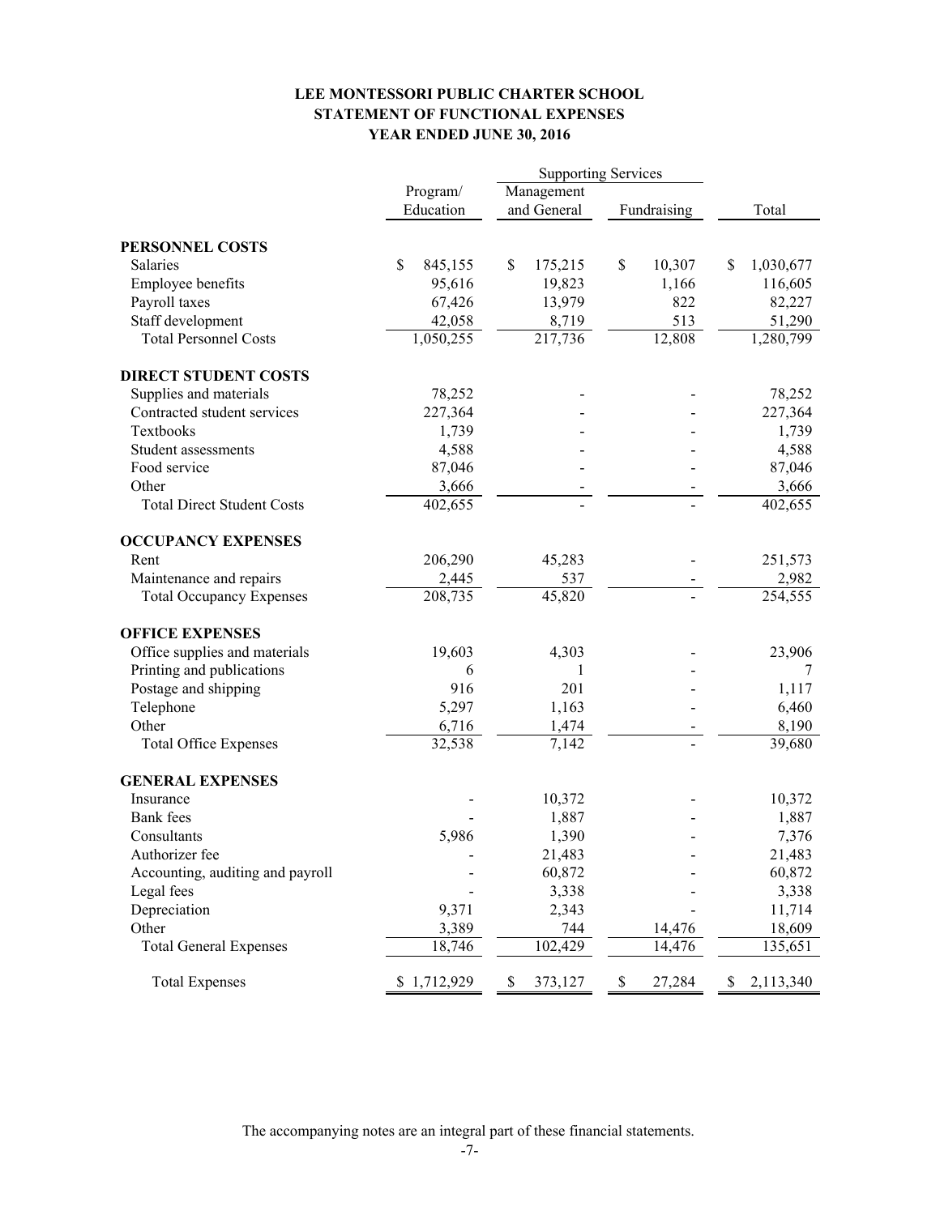# LEE MONTESSORI PUBLIC CHARTER SCHOOL
## STATEMENT OF FUNCTIONAL EXPENSES
### YEAR ENDED JUNE 30, 2016

| | Program/ Education | Supporting Services | | Total |
|---|---|---|---|---|
| | | Management and General | Fundraising | |
| **PERSONNEL COSTS** | | | | |
| Salaries | $ 845,155 | $ 175,215 | $ 10,307 | $ 1,030,677 |
| Employee benefits | 95,616 | 19,823 | 1,166 | 116,605 |
| Payroll taxes | 67,426 | 13,979 | 822 | 82,227 |
| Staff development | 42,058 | 8,719 | 513 | 51,290 |
| Total Personnel Costs | 1,050,255 | 217,736 | 12,808 | 1,280,799 |
| **DIRECT STUDENT COSTS** | | | | |
| Supplies and materials | 78,252 | - | - | 78,252 |
| Contracted student services | 227,364 | - | - | 227,364 |
| Textbooks | 1,739 | - | - | 1,739 |
| Student assessments | 4,588 | - | - | 4,588 |
| Food service | 87,046 | - | - | 87,046 |
| Other | 3,666 | - | - | 3,666 |
| Total Direct Student Costs | 402,655 | - | - | 402,655 |
| **OCCUPANCY EXPENSES** | | | | |
| Rent | 206,290 | 45,283 | - | 251,573 |
| Maintenance and repairs | 2,445 | 537 | - | 2,982 |
| Total Occupancy Expenses | 208,735 | 45,820 | - | 254,555 |
| **OFFICE EXPENSES** | | | | |
| Office supplies and materials | 19,603 | 4,303 | - | 23,906 |
| Printing and publications | 6 | 1 | - | 7 |
| Postage and shipping | 916 | 201 | - | 1,117 |
| Telephone | 5,297 | 1,163 | - | 6,460 |
| Other | 6,716 | 1,474 | - | 8,190 |
| Total Office Expenses | 32,538 | 7,142 | - | 39,680 |
| **GENERAL EXPENSES** | | | | |
| Insurance | - | 10,372 | - | 10,372 |
| Bank fees | - | 1,887 | - | 1,887 |
| Consultants | 5,986 | 1,390 | - | 7,376 |
| Authorizer fee | - | 21,483 | - | 21,483 |
| Accounting, auditing and payroll | - | 60,872 | - | 60,872 |
| Legal fees | - | 3,338 | - | 3,338 |
| Depreciation | 9,371 | 2,343 | - | 11,714 |
| Other | 3,389 | 744 | 14,476 | 18,609 |
| Total General Expenses | 18,746 | 102,429 | 14,476 | 135,651 |
| Total Expenses | $ 1,712,929 | $ 373,127 | $ 27,284 | $ 2,113,340 |

The accompanying notes are an integral part of these financial statements.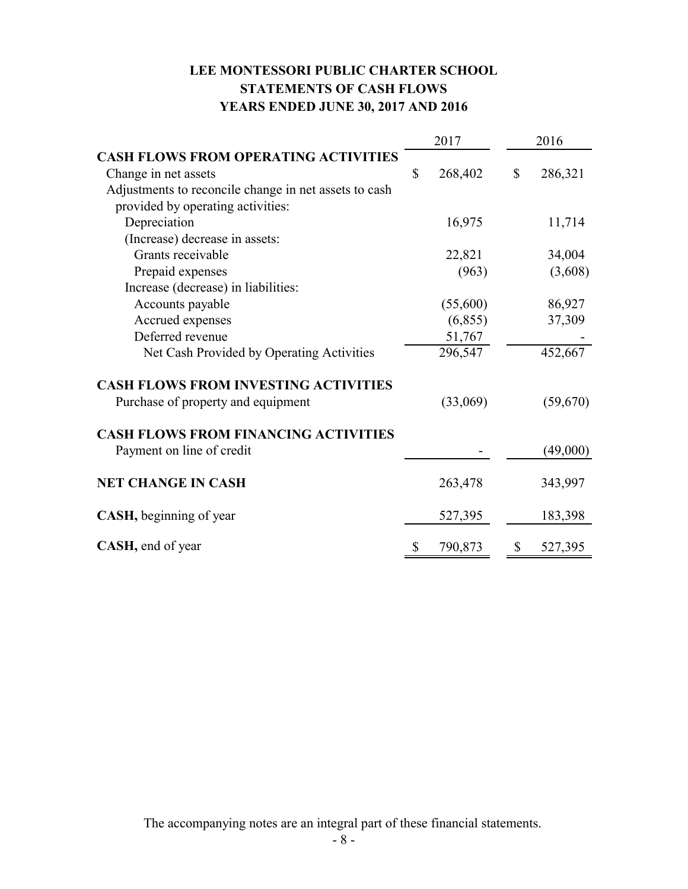# LEE MONTESSORI PUBLIC CHARTER SCHOOL
## STATEMENTS OF CASH FLOWS
### YEARS ENDED JUNE 30, 2017 AND 2016

| | 2017 | 2016 |
|---|---|---|
| **CASH FLOWS FROM OPERATING ACTIVITIES** | | |
| Change in net assets | $ 268,402 | $ 286,321 |
| Adjustments to reconcile change in net assets to cash provided by operating activities: | | |
| Depreciation | 16,975 | 11,714 |
| (Increase) decrease in assets: | | |
| Grants receivable | 22,821 | 34,004 |
| Prepaid expenses | (963) | (3,608) |
| Increase (decrease) in liabilities: | | |
| Accounts payable | (55,600) | 86,927 |
| Accrued expenses | (6,855) | 37,309 |
| Deferred revenue | 51,767 | - |
| Net Cash Provided by Operating Activities | 296,547 | 452,667 |
| **CASH FLOWS FROM INVESTING ACTIVITIES** | | |
| Purchase of property and equipment | (33,069) | (59,670) |
| **CASH FLOWS FROM FINANCING ACTIVITIES** | | |
| Payment on line of credit | - | (49,000) |
| **NET CHANGE IN CASH** | 263,478 | 343,997 |
| **CASH,** beginning of year | 527,395 | 183,398 |
| **CASH,** end of year | $ 790,873 | $ 527,395 |

The accompanying notes are an integral part of these financial statements.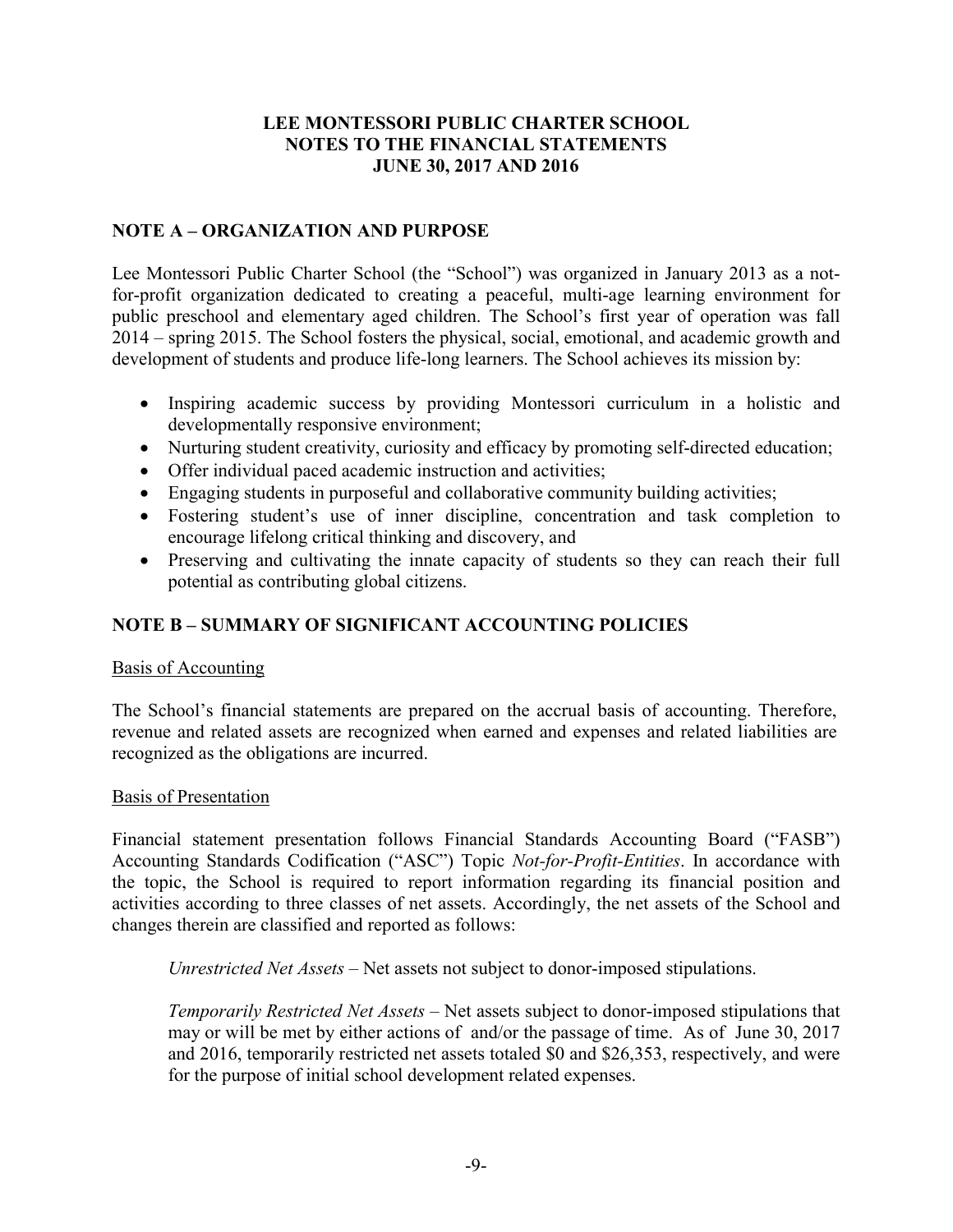# LEE MONTESSORI PUBLIC CHARTER SCHOOL
## NOTES TO THE FINANCIAL STATEMENTS
## JUNE 30, 2017 AND 2016

## NOTE A – ORGANIZATION AND PURPOSE

Lee Montessori Public Charter School (the "School") was organized in January 2013 as a not-for-profit organization dedicated to creating a peaceful, multi-age learning environment for public preschool and elementary aged children. The School's first year of operation was fall 2014 – spring 2015. The School fosters the physical, social, emotional, and academic growth and development of students and produce life-long learners. The School achieves its mission by:

- Inspiring academic success by providing Montessori curriculum in a holistic and developmentally responsive environment;
- Nurturing student creativity, curiosity and efficacy by promoting self-directed education;
- Offer individual paced academic instruction and activities;
- Engaging students in purposeful and collaborative community building activities;
- Fostering student's use of inner discipline, concentration and task completion to encourage lifelong critical thinking and discovery, and
- Preserving and cultivating the innate capacity of students so they can reach their full potential as contributing global citizens.

## NOTE B – SUMMARY OF SIGNIFICANT ACCOUNTING POLICIES

### Basis of Accounting

The School's financial statements are prepared on the accrual basis of accounting. Therefore, revenue and related assets are recognized when earned and expenses and related liabilities are recognized as the obligations are incurred.

### Basis of Presentation

Financial statement presentation follows Financial Standards Accounting Board ("FASB") Accounting Standards Codification ("ASC") Topic *Not-for-Profit-Entities*. In accordance with the topic, the School is required to report information regarding its financial position and activities according to three classes of net assets. Accordingly, the net assets of the School and changes therein are classified and reported as follows:

*Unrestricted Net Assets* – Net assets not subject to donor-imposed stipulations.

*Temporarily Restricted Net Assets* – Net assets subject to donor-imposed stipulations that may or will be met by either actions of and/or the passage of time. As of June 30, 2017 and 2016, temporarily restricted net assets totaled $0 and $26,353, respectively, and were for the purpose of initial school development related expenses.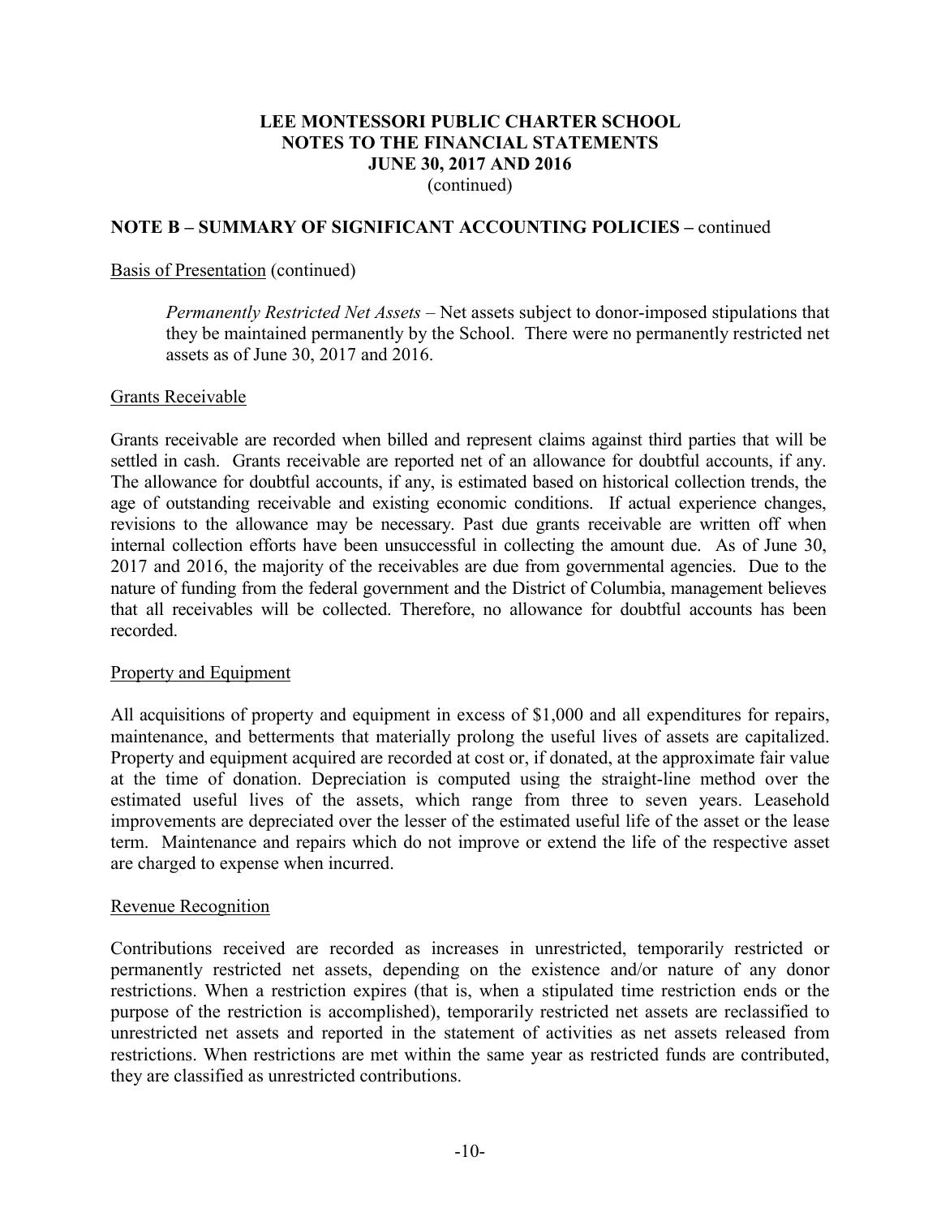## NOTE B – SUMMARY OF SIGNIFICANT ACCOUNTING POLICIES – continued

Basis of Presentation (continued)

*Permanently Restricted Net Assets* – Net assets subject to donor-imposed stipulations that they be maintained permanently by the School. There were no permanently restricted net assets as of June 30, 2017 and 2016.

Grants Receivable

Grants receivable are recorded when billed and represent claims against third parties that will be settled in cash. Grants receivable are reported net of an allowance for doubtful accounts, if any. The allowance for doubtful accounts, if any, is estimated based on historical collection trends, the age of outstanding receivable and existing economic conditions. If actual experience changes, revisions to the allowance may be necessary. Past due grants receivable are written off when internal collection efforts have been unsuccessful in collecting the amount due. As of June 30, 2017 and 2016, the majority of the receivables are due from governmental agencies. Due to the nature of funding from the federal government and the District of Columbia, management believes that all receivables will be collected. Therefore, no allowance for doubtful accounts has been recorded.

Property and Equipment

All acquisitions of property and equipment in excess of $1,000 and all expenditures for repairs, maintenance, and betterments that materially prolong the useful lives of assets are capitalized. Property and equipment acquired are recorded at cost or, if donated, at the approximate fair value at the time of donation. Depreciation is computed using the straight-line method over the estimated useful lives of the assets, which range from three to seven years. Leasehold improvements are depreciated over the lesser of the estimated useful life of the asset or the lease term. Maintenance and repairs which do not improve or extend the life of the respective asset are charged to expense when incurred.

Revenue Recognition

Contributions received are recorded as increases in unrestricted, temporarily restricted or permanently restricted net assets, depending on the existence and/or nature of any donor restrictions. When a restriction expires (that is, when a stipulated time restriction ends or the purpose of the restriction is accomplished), temporarily restricted net assets are reclassified to unrestricted net assets and reported in the statement of activities as net assets released from restrictions. When restrictions are met within the same year as restricted funds are contributed, they are classified as unrestricted contributions.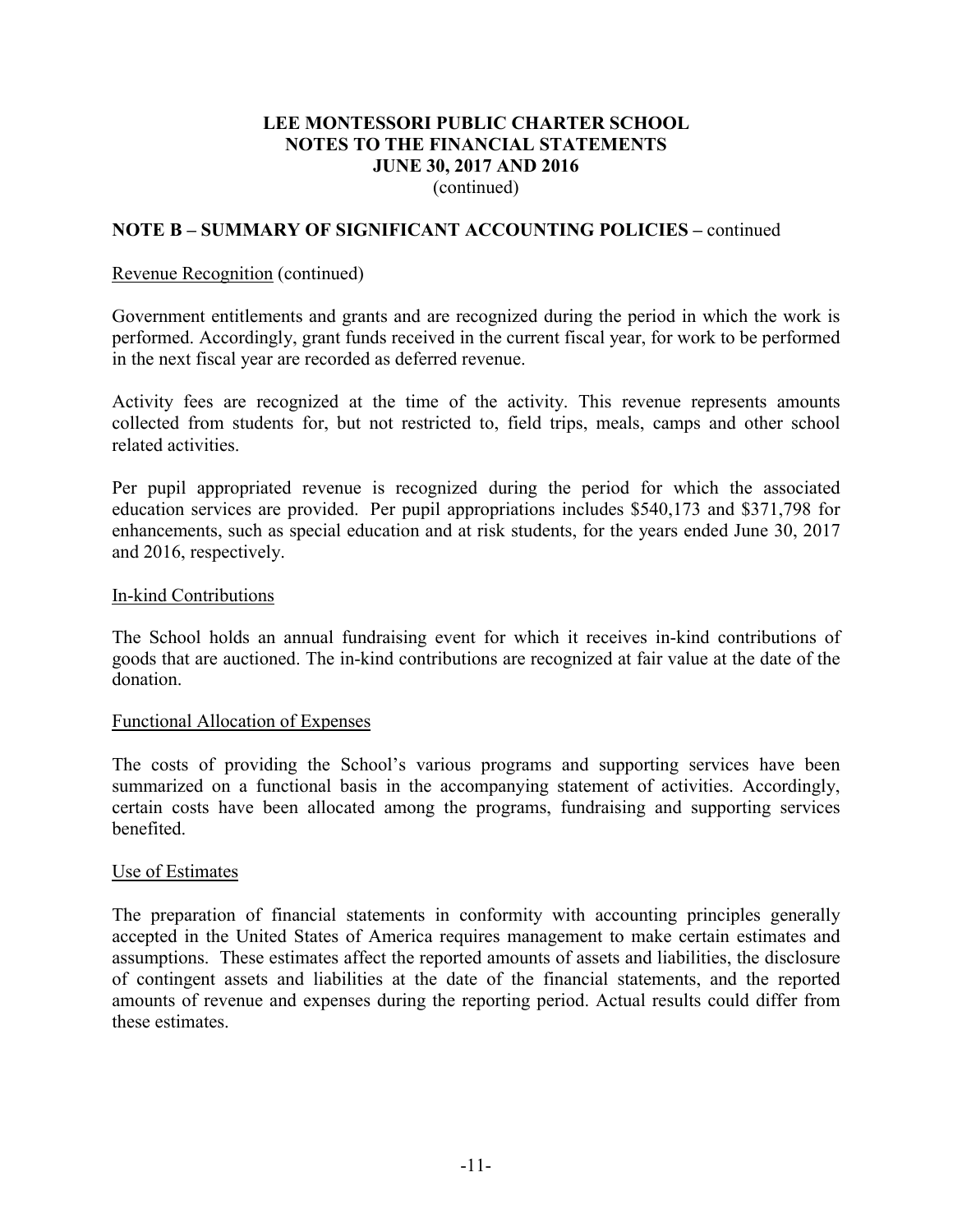**LEE MONTESSORI PUBLIC CHARTER SCHOOL**
**NOTES TO THE FINANCIAL STATEMENTS**
**JUNE 30, 2017 AND 2016**
(continued)

## NOTE B – SUMMARY OF SIGNIFICANT ACCOUNTING POLICIES – continued

Revenue Recognition (continued)

Government entitlements and grants and are recognized during the period in which the work is performed. Accordingly, grant funds received in the current fiscal year, for work to be performed in the next fiscal year are recorded as deferred revenue.

Activity fees are recognized at the time of the activity. This revenue represents amounts collected from students for, but not restricted to, field trips, meals, camps and other school related activities.

Per pupil appropriated revenue is recognized during the period for which the associated education services are provided. Per pupil appropriations includes $540,173 and $371,798 for enhancements, such as special education and at risk students, for the years ended June 30, 2017 and 2016, respectively.

In-kind Contributions

The School holds an annual fundraising event for which it receives in-kind contributions of goods that are auctioned. The in-kind contributions are recognized at fair value at the date of the donation.

Functional Allocation of Expenses

The costs of providing the School's various programs and supporting services have been summarized on a functional basis in the accompanying statement of activities. Accordingly, certain costs have been allocated among the programs, fundraising and supporting services benefited.

Use of Estimates

The preparation of financial statements in conformity with accounting principles generally accepted in the United States of America requires management to make certain estimates and assumptions. These estimates affect the reported amounts of assets and liabilities, the disclosure of contingent assets and liabilities at the date of the financial statements, and the reported amounts of revenue and expenses during the reporting period. Actual results could differ from these estimates.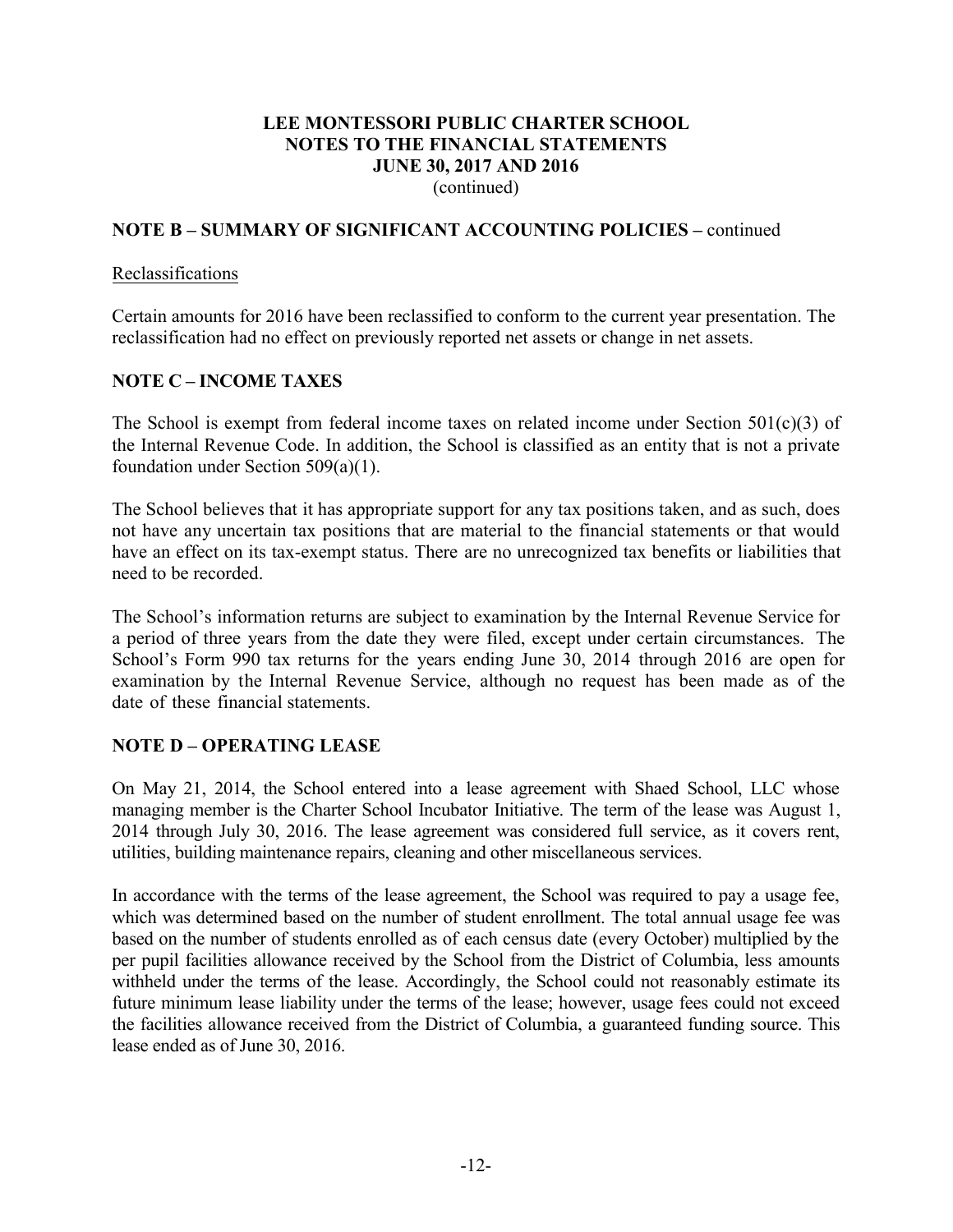# LEE MONTESSORI PUBLIC CHARTER SCHOOL
# NOTES TO THE FINANCIAL STATEMENTS
# JUNE 30, 2017 AND 2016
(continued)

## NOTE B – SUMMARY OF SIGNIFICANT ACCOUNTING POLICIES – continued

### Reclassifications

Certain amounts for 2016 have been reclassified to conform to the current year presentation. The reclassification had no effect on previously reported net assets or change in net assets.

## NOTE C – INCOME TAXES

The School is exempt from federal income taxes on related income under Section 501(c)(3) of the Internal Revenue Code. In addition, the School is classified as an entity that is not a private foundation under Section 509(a)(1).

The School believes that it has appropriate support for any tax positions taken, and as such, does not have any uncertain tax positions that are material to the financial statements or that would have an effect on its tax-exempt status. There are no unrecognized tax benefits or liabilities that need to be recorded.

The School's information returns are subject to examination by the Internal Revenue Service for a period of three years from the date they were filed, except under certain circumstances. The School's Form 990 tax returns for the years ending June 30, 2014 through 2016 are open for examination by the Internal Revenue Service, although no request has been made as of the date of these financial statements.

## NOTE D – OPERATING LEASE

On May 21, 2014, the School entered into a lease agreement with Shaed School, LLC whose managing member is the Charter School Incubator Initiative. The term of the lease was August 1, 2014 through July 30, 2016. The lease agreement was considered full service, as it covers rent, utilities, building maintenance repairs, cleaning and other miscellaneous services.

In accordance with the terms of the lease agreement, the School was required to pay a usage fee, which was determined based on the number of student enrollment. The total annual usage fee was based on the number of students enrolled as of each census date (every October) multiplied by the per pupil facilities allowance received by the School from the District of Columbia, less amounts withheld under the terms of the lease. Accordingly, the School could not reasonably estimate its future minimum lease liability under the terms of the lease; however, usage fees could not exceed the facilities allowance received from the District of Columbia, a guaranteed funding source. This lease ended as of June 30, 2016.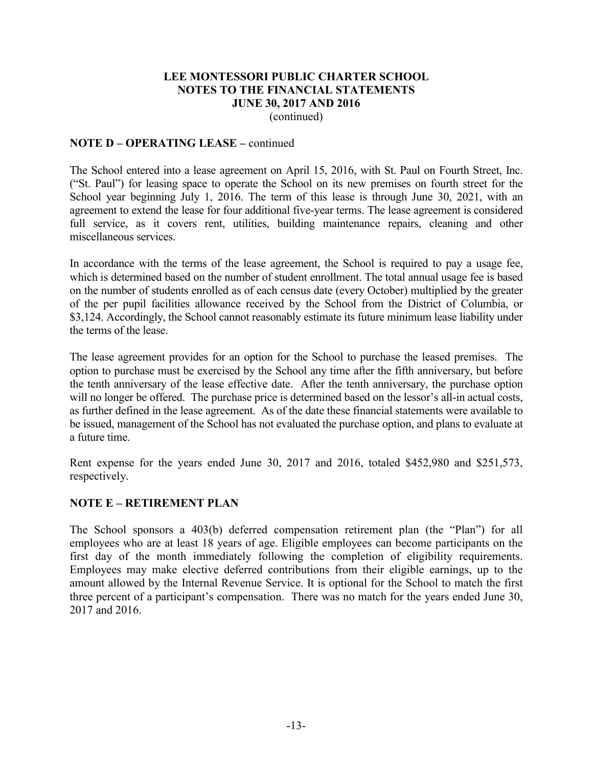# LEE MONTESSORI PUBLIC CHARTER SCHOOL
## NOTES TO THE FINANCIAL STATEMENTS
## JUNE 30, 2017 AND 2016
(continued)

### NOTE D – OPERATING LEASE – continued

The School entered into a lease agreement on April 15, 2016, with St. Paul on Fourth Street, Inc. ("St. Paul") for leasing space to operate the School on its new premises on fourth street for the School year beginning July 1, 2016. The term of this lease is through June 30, 2021, with an agreement to extend the lease for four additional five-year terms. The lease agreement is considered full service, as it covers rent, utilities, building maintenance repairs, cleaning and other miscellaneous services.

In accordance with the terms of the lease agreement, the School is required to pay a usage fee, which is determined based on the number of student enrollment. The total annual usage fee is based on the number of students enrolled as of each census date (every October) multiplied by the greater of the per pupil facilities allowance received by the School from the District of Columbia, or $3,124. Accordingly, the School cannot reasonably estimate its future minimum lease liability under the terms of the lease.

The lease agreement provides for an option for the School to purchase the leased premises. The option to purchase must be exercised by the School any time after the fifth anniversary, but before the tenth anniversary of the lease effective date. After the tenth anniversary, the purchase option will no longer be offered. The purchase price is determined based on the lessor's all-in actual costs, as further defined in the lease agreement. As of the date these financial statements were available to be issued, management of the School has not evaluated the purchase option, and plans to evaluate at a future time.

Rent expense for the years ended June 30, 2017 and 2016, totaled $452,980 and $251,573, respectively.

### NOTE E – RETIREMENT PLAN

The School sponsors a 403(b) deferred compensation retirement plan (the "Plan") for all employees who are at least 18 years of age. Eligible employees can become participants on the first day of the month immediately following the completion of eligibility requirements. Employees may make elective deferred contributions from their eligible earnings, up to the amount allowed by the Internal Revenue Service. It is optional for the School to match the first three percent of a participant's compensation. There was no match for the years ended June 30, 2017 and 2016.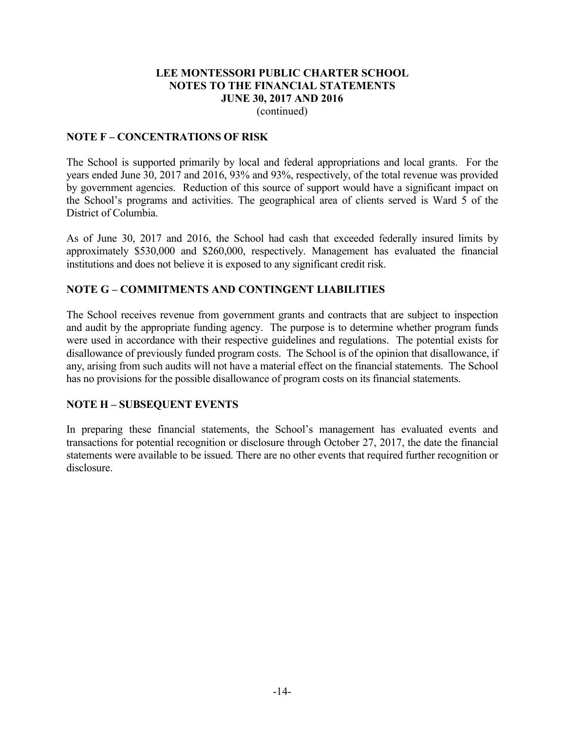**LEE MONTESSORI PUBLIC CHARTER SCHOOL**
**NOTES TO THE FINANCIAL STATEMENTS**
**JUNE 30, 2017 AND 2016**
(continued)

## NOTE F – CONCENTRATIONS OF RISK

The School is supported primarily by local and federal appropriations and local grants. For the years ended June 30, 2017 and 2016, 93% and 93%, respectively, of the total revenue was provided by government agencies. Reduction of this source of support would have a significant impact on the School's programs and activities. The geographical area of clients served is Ward 5 of the District of Columbia.

As of June 30, 2017 and 2016, the School had cash that exceeded federally insured limits by approximately \$530,000 and \$260,000, respectively. Management has evaluated the financial institutions and does not believe it is exposed to any significant credit risk.

## NOTE G – COMMITMENTS AND CONTINGENT LIABILITIES

The School receives revenue from government grants and contracts that are subject to inspection and audit by the appropriate funding agency. The purpose is to determine whether program funds were used in accordance with their respective guidelines and regulations. The potential exists for disallowance of previously funded program costs. The School is of the opinion that disallowance, if any, arising from such audits will not have a material effect on the financial statements. The School has no provisions for the possible disallowance of program costs on its financial statements.

## NOTE H – SUBSEQUENT EVENTS

In preparing these financial statements, the School's management has evaluated events and transactions for potential recognition or disclosure through October 27, 2017, the date the financial statements were available to be issued. There are no other events that required further recognition or disclosure.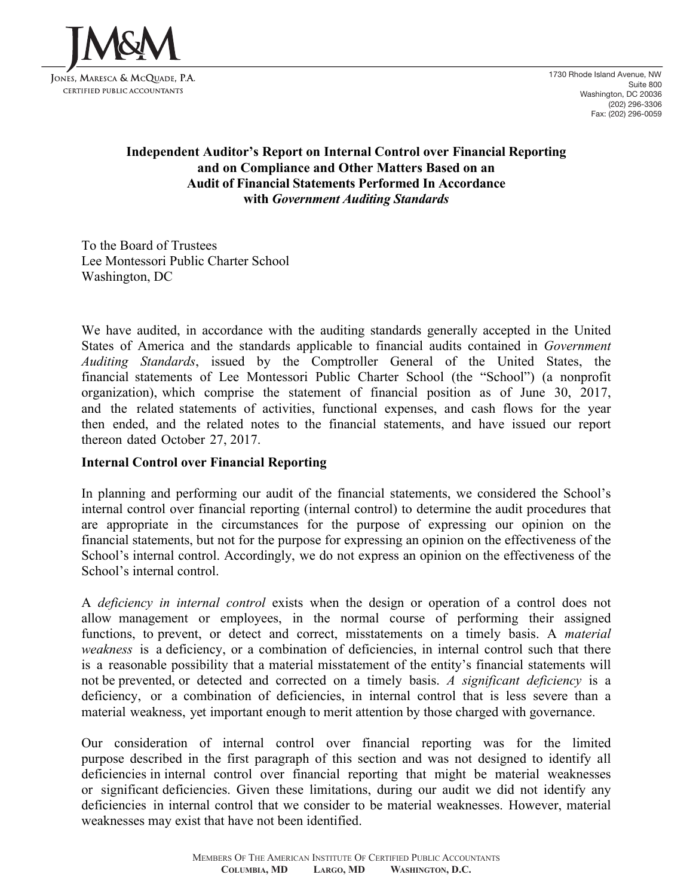JM&M

JONES, MARESCA & MCQUADE, P.A.
CERTIFIED PUBLIC ACCOUNTANTS

1730 Rhode Island Avenue, NW
Suite 800
Washington, DC 20036
(202) 296-3306
Fax: (202) 296-0059

## Independent Auditor's Report on Internal Control over Financial Reporting and on Compliance and Other Matters Based on an Audit of Financial Statements Performed In Accordance with *Government Auditing Standards*

To the Board of Trustees
Lee Montessori Public Charter School
Washington, DC

We have audited, in accordance with the auditing standards generally accepted in the United States of America and the standards applicable to financial audits contained in *Government Auditing Standards*, issued by the Comptroller General of the United States, the financial statements of Lee Montessori Public Charter School (the "School") (a nonprofit organization), which comprise the statement of financial position as of June 30, 2017, and the related statements of activities, functional expenses, and cash flows for the year then ended, and the related notes to the financial statements, and have issued our report thereon dated October 27, 2017.

**Internal Control over Financial Reporting**

In planning and performing our audit of the financial statements, we considered the School's internal control over financial reporting (internal control) to determine the audit procedures that are appropriate in the circumstances for the purpose of expressing our opinion on the financial statements, but not for the purpose for expressing an opinion on the effectiveness of the School's internal control. Accordingly, we do not express an opinion on the effectiveness of the School's internal control.

A *deficiency in internal control* exists when the design or operation of a control does not allow management or employees, in the normal course of performing their assigned functions, to prevent, or detect and correct, misstatements on a timely basis. A *material weakness* is a deficiency, or a combination of deficiencies, in internal control such that there is a reasonable possibility that a material misstatement of the entity's financial statements will not be prevented, or detected and corrected on a timely basis. *A significant deficiency* is a deficiency, or a combination of deficiencies, in internal control that is less severe than a material weakness, yet important enough to merit attention by those charged with governance.

Our consideration of internal control over financial reporting was for the limited purpose described in the first paragraph of this section and was not designed to identify all deficiencies in internal control over financial reporting that might be material weaknesses or significant deficiencies. Given these limitations, during our audit we did not identify any deficiencies in internal control that we consider to be material weaknesses. However, material weaknesses may exist that have not been identified.

MEMBERS OF THE AMERICAN INSTITUTE OF CERTIFIED PUBLIC ACCOUNTANTS
COLUMBIA, MD LARGO, MD WASHINGTON, D.C.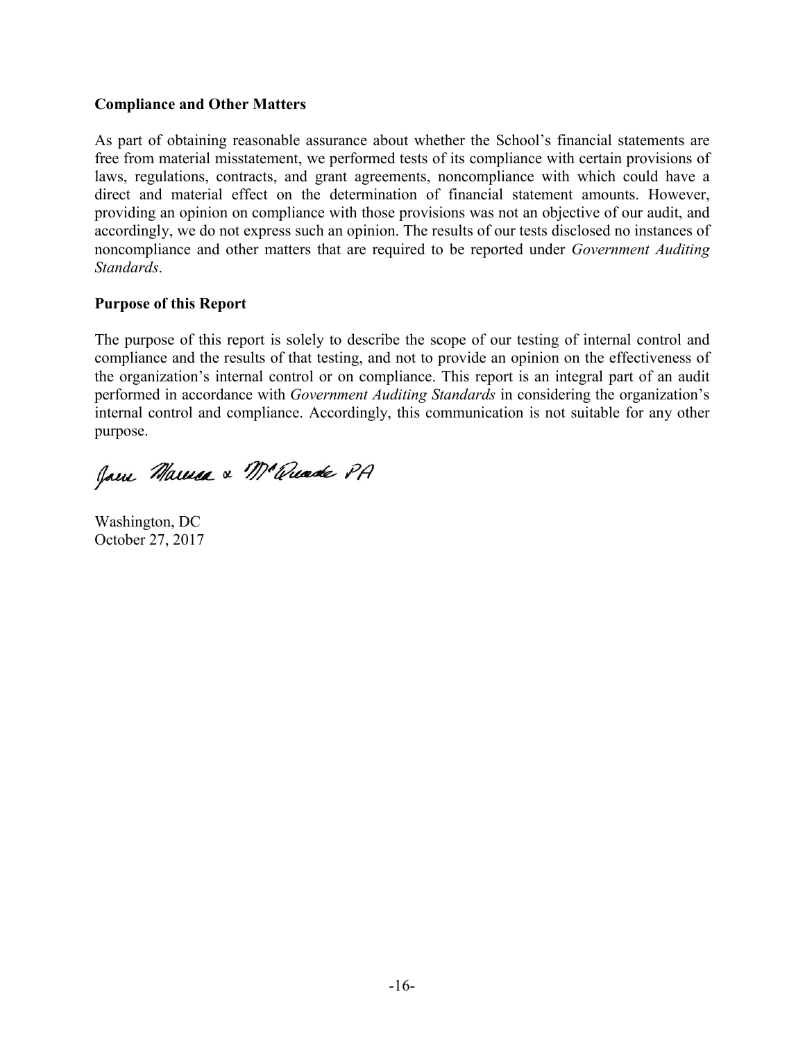**Compliance and Other Matters**

As part of obtaining reasonable assurance about whether the School's financial statements are free from material misstatement, we performed tests of its compliance with certain provisions of laws, regulations, contracts, and grant agreements, noncompliance with which could have a direct and material effect on the determination of financial statement amounts. However, providing an opinion on compliance with those provisions was not an objective of our audit, and accordingly, we do not express such an opinion. The results of our tests disclosed no instances of noncompliance and other matters that are required to be reported under *Government Auditing Standards*.

**Purpose of this Report**

The purpose of this report is solely to describe the scope of our testing of internal control and compliance and the results of that testing, and not to provide an opinion on the effectiveness of the organization's internal control or on compliance. This report is an integral part of an audit performed in accordance with *Government Auditing Standards* in considering the organization's internal control and compliance. Accordingly, this communication is not suitable for any other purpose.

Jones Marcus & McQuade PA

Washington, DC
October 27, 2017